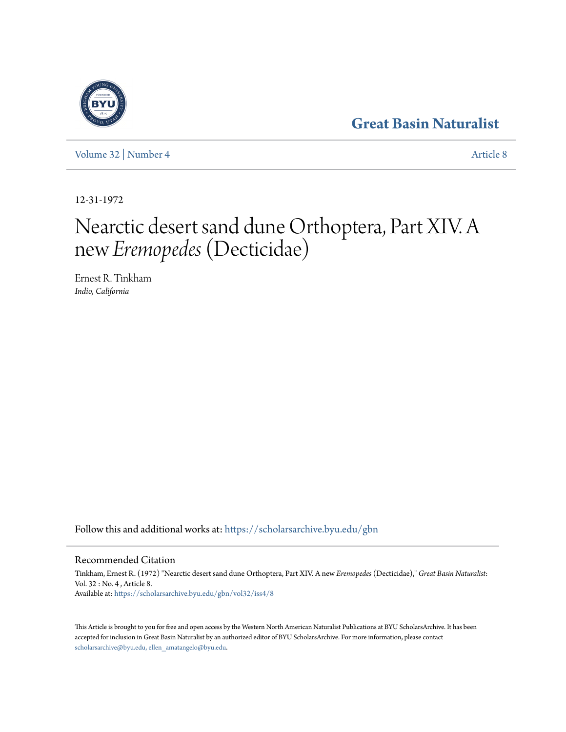Great Basin Naturalist

Volume 32 | Number 4 — Article 8

12-31-1972

# Nearctic desert sand dune Orthoptera, Part XIV. A new *Eremopedes* (Decticidae)

Ernest R. Tinkham
*Indio, California*

Follow this and additional works at: https://scholarsarchive.byu.edu/gbn

## Recommended Citation

Tinkham, Ernest R. (1972) "Nearctic desert sand dune Orthoptera, Part XIV. A new *Eremopedes* (Decticidae)," *Great Basin Naturalist*: Vol. 32 : No. 4 , Article 8.
Available at: https://scholarsarchive.byu.edu/gbn/vol32/iss4/8

This Article is brought to you for free and open access by the Western North American Naturalist Publications at BYU ScholarsArchive. It has been accepted for inclusion in Great Basin Naturalist by an authorized editor of BYU ScholarsArchive. For more information, please contact scholarsarchive@byu.edu, ellen_amatangelo@byu.edu.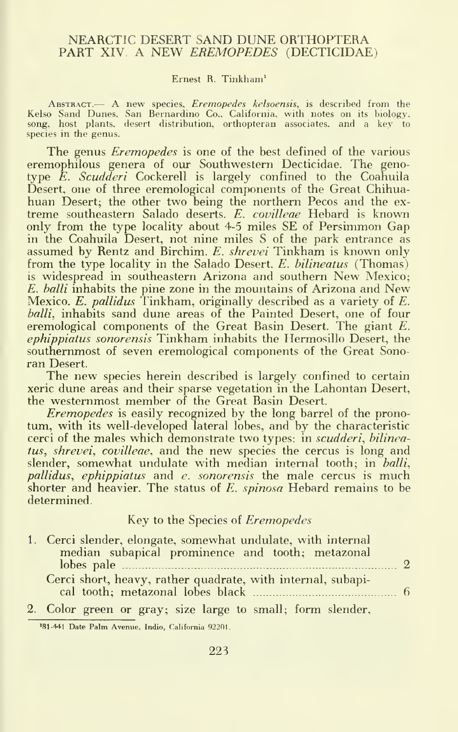# NEARCTIC DESERT SAND DUNE ORTHOPTERA PART XIV. A NEW *EREMOPEDES* (DECTICIDAE)

Ernest R. Tinkham[1]

ABSTRACT.— A new species, *Eremopedes kelsoensis*, is described from the Kelso Sand Dunes, San Bernardino Co., California, with notes on its biology, song, host plants, desert distribution, orthopteran associates, and a key to species in the genus.

The genus *Eremopedes* is one of the best defined of the various eremophilous genera of our Southwestern Decticidae. The genotype *E. Scudderi* Cockerell is largely confined to the Coahuila Desert, one of three eremological components of the Great Chihuahuan Desert; the other two being the northern Pecos and the extreme southeastern Salado deserts. *E. covilleae* Hebard is known only from the type locality about 4-5 miles SE of Persimmon Gap in the Coahuila Desert, not nine miles S of the park entrance as assumed by Rentz and Birchim. *E. shrevei* Tinkham is known only from the type locality in the Salado Desert. *E. bilineatus* (Thomas) is widespread in southeastern Arizona and southern New Mexico; *E. balli* inhabits the pine zone in the mountains of Arizona and New Mexico. *E. pallidus* Tinkham, originally described as a variety of *E. balli*, inhabits sand dune areas of the Painted Desert, one of four eremological components of the Great Basin Desert. The giant *E. ephippiatus sonorensis* Tinkham inhabits the Hermosillo Desert, the southernmost of seven eremological components of the Great Sonoran Desert.

The new species herein described is largely confined to certain xeric dune areas and their sparse vegetation in the Lahontan Desert, the westernmost member of the Great Basin Desert.

*Eremopedes* is easily recognized by the long barrel of the pronotum, with its well-developed lateral lobes, and by the characteristic cerci of the males which demonstrate two types: in *scudderi*, *bilineatus*, *shrevei*, *covilleae*, and the new species the cercus is long and slender, somewhat undulate with median internal tooth; in *balli*, *pallidus*, *ephippiatus* and *e. sonorensis* the male cercus is much shorter and heavier. The status of *E. spinosa* Hebard remains to be determined.

## Key to the Species of *Eremopedes*

1. Cerci slender, elongate, somewhat undulate, with internal median subapical prominence and tooth; metazonal lobes pale .......... 2

   Cerci short, heavy, rather quadrate, with internal, subapical tooth; metazonal lobes black .......... 6

2. Color green or gray; size large to small; form slender,

[1] 81-441 Date Palm Avenue, Indio, California 92201.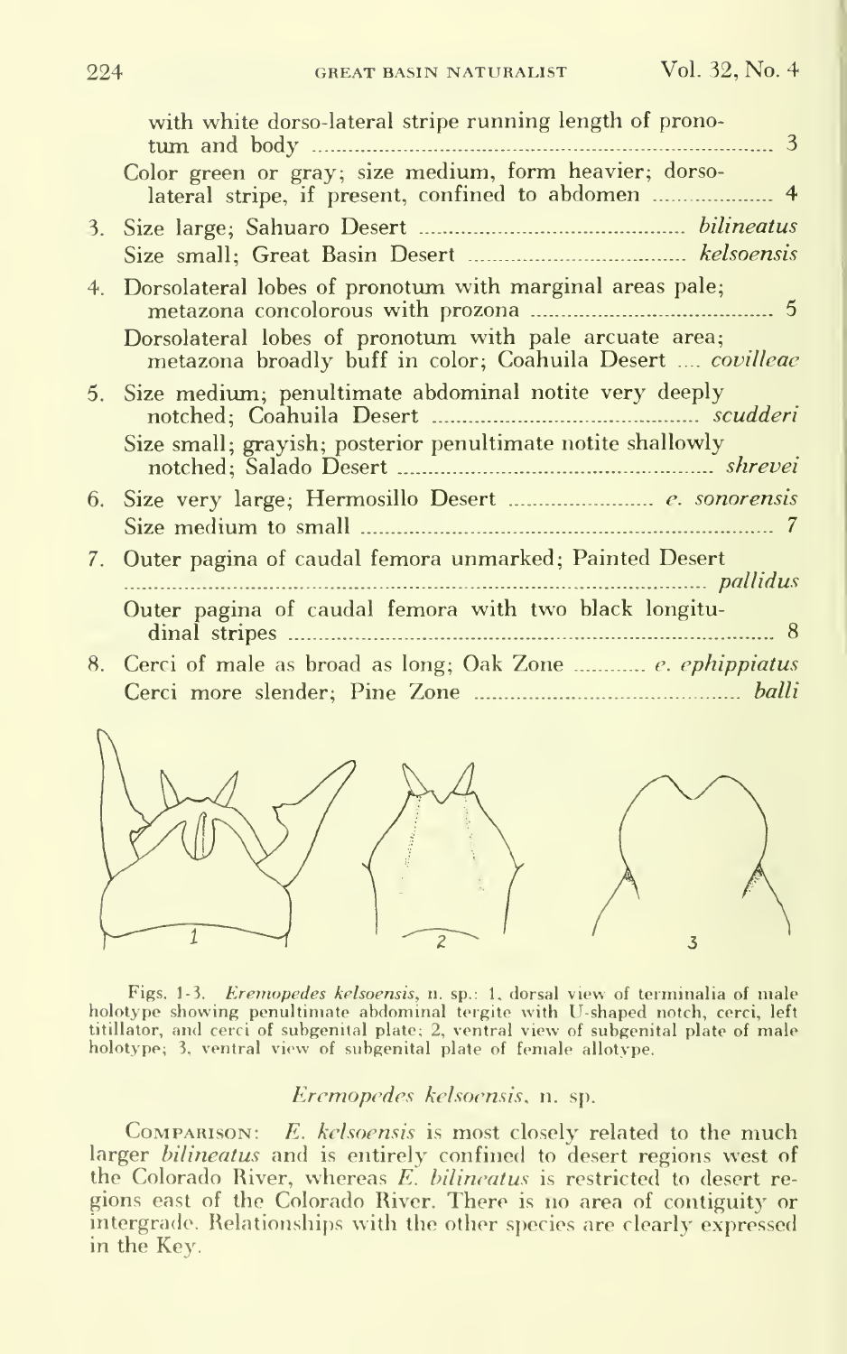with white dorso-lateral stripe running length of pronotum and body ..... 3

Color green or gray; size medium, form heavier; dorsolateral stripe, if present, confined to abdomen ..... 4

3. Size large; Sahuaro Desert ..... *bilineatus*

 Size small; Great Basin Desert ..... *kelsoensis*

4. Dorsolateral lobes of pronotum with marginal areas pale; metazona concolorous with prozona ..... 5

 Dorsolateral lobes of pronotum with pale arcuate area; metazona broadly buff in color; Coahuila Desert ..... *covilleae*

5. Size medium; penultimate abdominal notite very deeply notched; Coahuila Desert ..... *scudderi*

 Size small; grayish; posterior penultimate notite shallowly notched; Salado Desert ..... *shrevei*

6. Size very large; Hermosillo Desert ..... *e. sonorensis*

 Size medium to small ..... 7

7. Outer pagina of caudal femora unmarked; Painted Desert ..... *pallidus*

 Outer pagina of caudal femora with two black longitudinal stripes ..... 8

8. Cerci of male as broad as long; Oak Zone ..... *e. ephippiatus*

 Cerci more slender; Pine Zone ..... *balli*

Figs. 1-3. *Eremopedes kelsoensis*, n. sp.: 1, dorsal view of terminalia of male holotype showing penultimate abdominal tergite with U-shaped notch, cerci, left titillator, and cerci of subgenital plate; 2, ventral view of subgenital plate of male holotype; 3, ventral view of subgenital plate of female allotype.

## *Eremopedes kelsoensis*, n. sp.

COMPARISON: *E. kelsoensis* is most closely related to the much larger *bilineatus* and is entirely confined to desert regions west of the Colorado River, whereas *E. bilineatus* is restricted to desert regions east of the Colorado River. There is no area of contiguity or intergrade. Relationships with the other species are clearly expressed in the Key.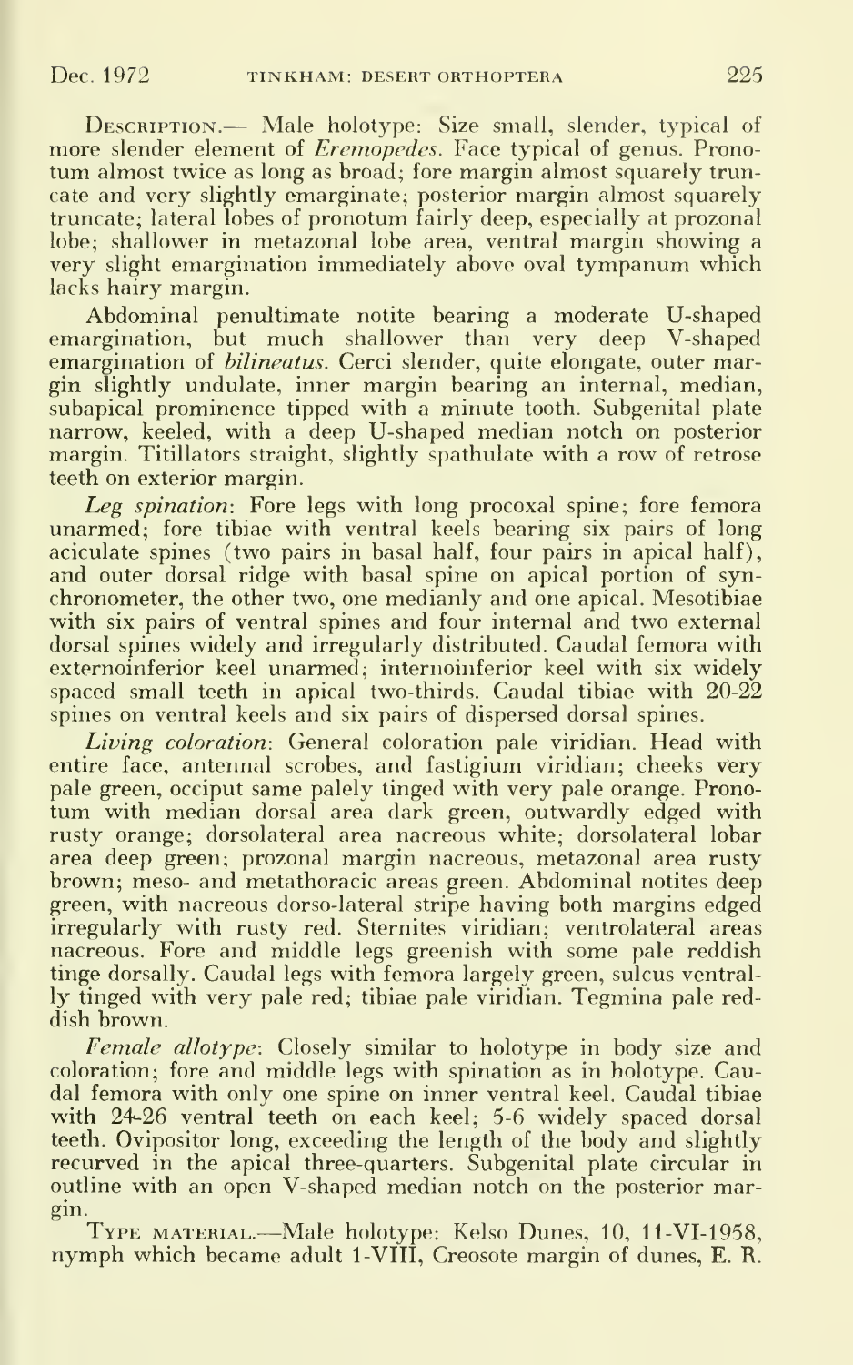DESCRIPTION.— Male holotype: Size small, slender, typical of more slender element of *Eremopedes*. Face typical of genus. Pronotum almost twice as long as broad; fore margin almost squarely truncate and very slightly emarginate; posterior margin almost squarely truncate; lateral lobes of pronotum fairly deep, especially at prozonal lobe; shallower in metazonal lobe area, ventral margin showing a very slight emargination immediately above oval tympanum which lacks hairy margin.

Abdominal penultimate notite bearing a moderate U-shaped emargination, but much shallower than very deep V-shaped emargination of *bilineatus*. Cerci slender, quite elongate, outer margin slightly undulate, inner margin bearing an internal, median, subapical prominence tipped with a minute tooth. Subgenital plate narrow, keeled, with a deep U-shaped median notch on posterior margin. Titillators straight, slightly spathulate with a row of retrose teeth on exterior margin.

*Leg spination*: Fore legs with long procoxal spine; fore femora unarmed; fore tibiae with ventral keels bearing six pairs of long aciculate spines (two pairs in basal half, four pairs in apical half), and outer dorsal ridge with basal spine on apical portion of synchronometer, the other two, one medianly and one apical. Mesotibiae with six pairs of ventral spines and four internal and two external dorsal spines widely and irregularly distributed. Caudal femora with externoinferior keel unarmed; internoinferior keel with six widely spaced small teeth in apical two-thirds. Caudal tibiae with 20-22 spines on ventral keels and six pairs of dispersed dorsal spines.

*Living coloration*: General coloration pale viridian. Head with entire face, antennal scrobes, and fastigium viridian; cheeks very pale green, occiput same palely tinged with very pale orange. Pronotum with median dorsal area dark green, outwardly edged with rusty orange; dorsolateral area nacreous white; dorsolateral lobar area deep green; prozonal margin nacreous, metazonal area rusty brown; meso- and metathoracic areas green. Abdominal notites deep green, with nacreous dorso-lateral stripe having both margins edged irregularly with rusty red. Sternites viridian; ventrolateral areas nacreous. Fore and middle legs greenish with some pale reddish tinge dorsally. Caudal legs with femora largely green, sulcus ventrally tinged with very pale red; tibiae pale viridian. Tegmina pale reddish brown.

*Female allotype*: Closely similar to holotype in body size and coloration; fore and middle legs with spination as in holotype. Caudal femora with only one spine on inner ventral keel. Caudal tibiae with 24-26 ventral teeth on each keel; 5-6 widely spaced dorsal teeth. Ovipositor long, exceeding the length of the body and slightly recurved in the apical three-quarters. Subgenital plate circular in outline with an open V-shaped median notch on the posterior margin.

TYPE MATERIAL.—Male holotype: Kelso Dunes, 10, 11-VI-1958, nymph which became adult 1-VIII, Creosote margin of dunes, E. R.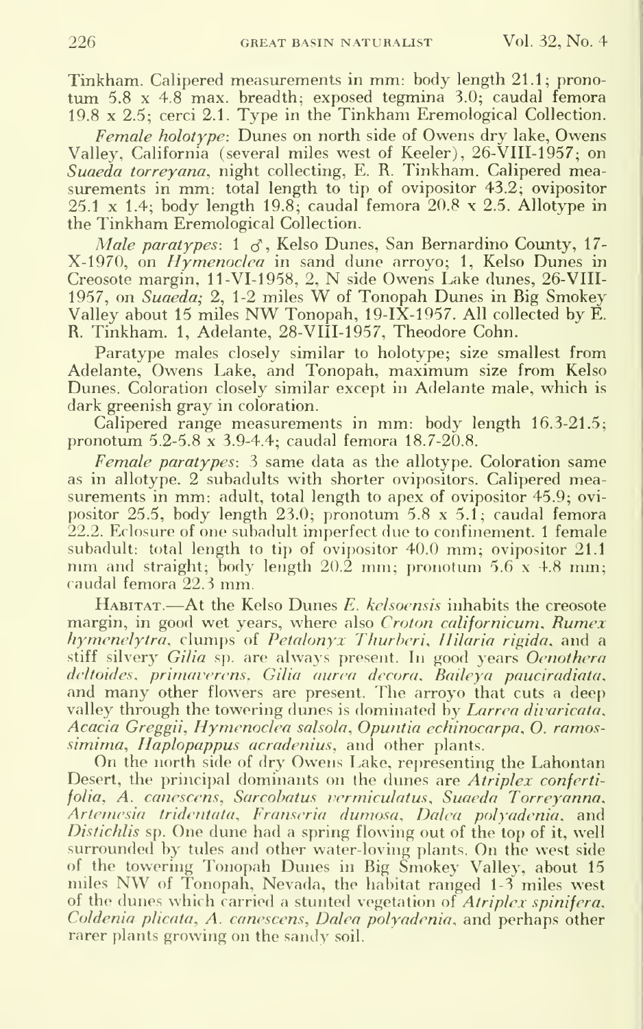Tinkham. Calipered measurements in mm: body length 21.1; pronotum 5.8 x 4.8 max. breadth; exposed tegmina 3.0; caudal femora 19.8 x 2.5; cerci 2.1. Type in the Tinkham Eremological Collection.

*Female holotype*: Dunes on north side of Owens dry lake, Owens Valley, California (several miles west of Keeler), 26-VIII-1957; on *Suaeda torreyana*, night collecting, E. R. Tinkham. Calipered measurements in mm: total length to tip of ovipositor 43.2; ovipositor 25.1 x 1.4; body length 19.8; caudal femora 20.8 x 2.5. Allotype in the Tinkham Eremological Collection.

*Male paratypes*: 1 ♂, Kelso Dunes, San Bernardino County, 17-X-1970, on *Hymenoclea* in sand dune arroyo; 1, Kelso Dunes in Creosote margin, 11-VI-1958, 2, N side Owens Lake dunes, 26-VIII-1957, on *Suaeda;* 2, 1-2 miles W of Tonopah Dunes in Big Smokey Valley about 15 miles NW Tonopah, 19-IX-1957. All collected by E. R. Tinkham. 1, Adelante, 28-VIII-1957, Theodore Cohn.

Paratype males closely similar to holotype; size smallest from Adelante, Owens Lake, and Tonopah, maximum size from Kelso Dunes. Coloration closely similar except in Adelante male, which is dark greenish gray in coloration.

Calipered range measurements in mm: body length 16.3-21.5; pronotum 5.2-5.8 x 3.9-4.4; caudal femora 18.7-20.8.

*Female paratypes*: 3 same data as the allotype. Coloration same as in allotype. 2 subadults with shorter ovipositors. Calipered measurements in mm: adult, total length to apex of ovipositor 45.9; ovipositor 25.5, body length 23.0; pronotum 5.8 x 5.1; caudal femora 22.2. Eclosure of one subadult imperfect due to confinement. 1 female subadult: total length to tip of ovipositor 40.0 mm; ovipositor 21.1 mm and straight; body length 20.2 mm; pronotum 5.6 x 4.8 mm; caudal femora 22.3 mm.

Habitat.—At the Kelso Dunes *E. kelsoensis* inhabits the creosote margin, in good wet years, where also *Croton californicum*, *Rumex hymenelytra*, clumps of *Petalonyx Thurberi*, *Hilaria rigida*, and a stiff silvery *Gilia* sp. are always present. In good years *Oenothera deltoides*, *primaverens*, *Gilia aurea decora*, *Baileya pauciradiata*, and many other flowers are present. The arroyo that cuts a deep valley through the towering dunes is dominated by *Larrea divaricata*, *Acacia Greggii*, *Hymenoclea salsola*, *Opuntia echinocarpa*, *O. ramossimima*, *Haplopappus acradenius*, and other plants.

On the north side of dry Owens Lake, representing the Lahontan Desert, the principal dominants on the dunes are *Atriplex confertifolia*, *A. canescens*, *Sarcobatus vermiculatus*, *Suaeda Torreyanna*, *Artemesia tridentata*, *Franseria dumosa*, *Dalea polyadenia*, and *Distichlis* sp. One dune had a spring flowing out of the top of it, well surrounded by tules and other water-loving plants. On the west side of the towering Tonopah Dunes in Big Smokey Valley, about 15 miles NW of Tonopah, Nevada, the habitat ranged 1-3 miles west of the dunes which carried a stunted vegetation of *Atriplex spinifera*, *Coldenia plicata*, *A. canescens*, *Dalea polyadenia*, and perhaps other rarer plants growing on the sandy soil.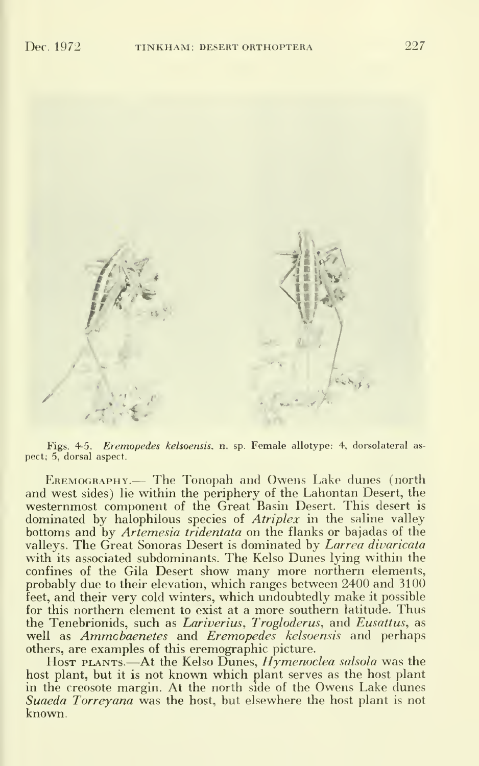Figs. 4-5. *Eremopedes kelsoensis*, n. sp. Female allotype: 4, dorsolateral aspect; 5, dorsal aspect.

Eremography.— The Tonopah and Owens Lake dunes (north and west sides) lie within the periphery of the Lahontan Desert, the westernmost component of the Great Basin Desert. This desert is dominated by halophilous species of *Atriplex* in the saline valley bottoms and by *Artemesia tridentata* on the flanks or bajadas of the valleys. The Great Sonoras Desert is dominated by *Larrea divaricata* with its associated subdominants. The Kelso Dunes lying within the confines of the Gila Desert show many more northern elements, probably due to their elevation, which ranges between 2400 and 3100 feet, and their very cold winters, which undoubtedly make it possible for this northern element to exist at a more southern latitude. Thus the Tenebrionids, such as *Lariverius*, *Trogloderus*, and *Eusattus*, as well as *Ammobaenetes* and *Eremopedes kelsoensis* and perhaps others, are examples of this eremographic picture.

Host plants.—At the Kelso Dunes, *Hymenoclea salsola* was the host plant, but it is not known which plant serves as the host plant in the creosote margin. At the north side of the Owens Lake dunes *Suaeda Torreyana* was the host, but elsewhere the host plant is not known.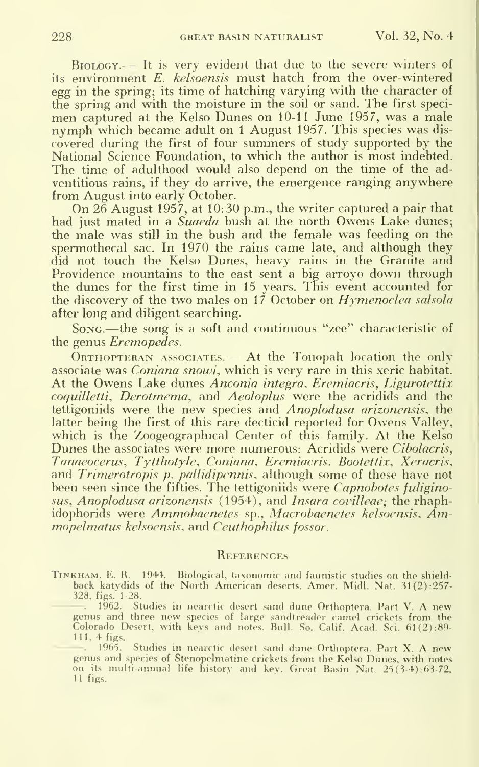Biology.— It is very evident that due to the severe winters of its environment *E. kelsoensis* must hatch from the over-wintered egg in the spring; its time of hatching varying with the character of the spring and with the moisture in the soil or sand. The first specimen captured at the Kelso Dunes on 10-11 June 1957, was a male nymph which became adult on 1 August 1957. This species was discovered during the first of four summers of study supported by the National Science Foundation, to which the author is most indebted. The time of adulthood would also depend on the time of the adventitious rains, if they do arrive, the emergence ranging anywhere from August into early October.

On 26 August 1957, at 10:30 p.m., the writer captured a pair that had just mated in a *Suaeda* bush at the north Owens Lake dunes; the male was still in the bush and the female was feeding on the spermothecal sac. In 1970 the rains came late, and although they did not touch the Kelso Dunes, heavy rains in the Granite and Providence mountains to the east sent a big arroyo down through the dunes for the first time in 15 years. This event accounted for the discovery of the two males on 17 October on *Hymenoclea salsola* after long and diligent searching.

Song.—the song is a soft and continuous "zee" characteristic of the genus *Eremopedes*.

Orthopteran associates.— At the Tonopah location the only associate was *Coniana snowi*, which is very rare in this xeric habitat. At the Owens Lake dunes *Anconia integra*, *Eremiacris*, *Ligurotettix coquilletti*, *Derotmema*, and *Aeoloplus* were the acridids and the tettigoniids were the new species and *Anoplodusa arizonensis*, the latter being the first of this rare decticid reported for Owens Valley, which is the Zoogeographical Center of this family. At the Kelso Dunes the associates were more numerous: Acridids were *Cibolacris*, *Tanaeocerus*, *Tytthotyle*, *Coniana*, *Eremiacris*, *Bootettix*, *Xeracris*, and *Trimerotropis p. pallidipennis*, although some of these have not been seen since the fifties. The tettigoniids were *Capnobotes fuliginosus*, *Anoplodusa arizonensis* (1954), and *Insara covilleae;* the rhaphidophorids were *Ammobaenetes* sp., *Macrobaenetes kelsoensis*, *Ammopelmatus kelsoensis*, and *Ceuthophilus fossor*.

## References

Tinkham, E. R. 1944. Biological, taxonomic and faunistic studies on the shield-back katydids of the North American deserts. Amer. Midl. Nat. 31(2):257-328, figs. 1-28.

———. 1962. Studies in nearctic desert sand dune Orthoptera. Part V. A new genus and three new species of large sandtreader camel crickets from the Colorado Desert, with keys and notes. Bull. So. Calif. Acad. Sci. 61(2):89-111, 4 figs.

———. 1965. Studies in nearctic desert sand dune Orthoptera. Part X. A new genus and species of Stenopelmatine crickets from the Kelso Dunes, with notes on its multi-annual life history and key. Great Basin Nat. 25(3-4):63-72, 11 figs.